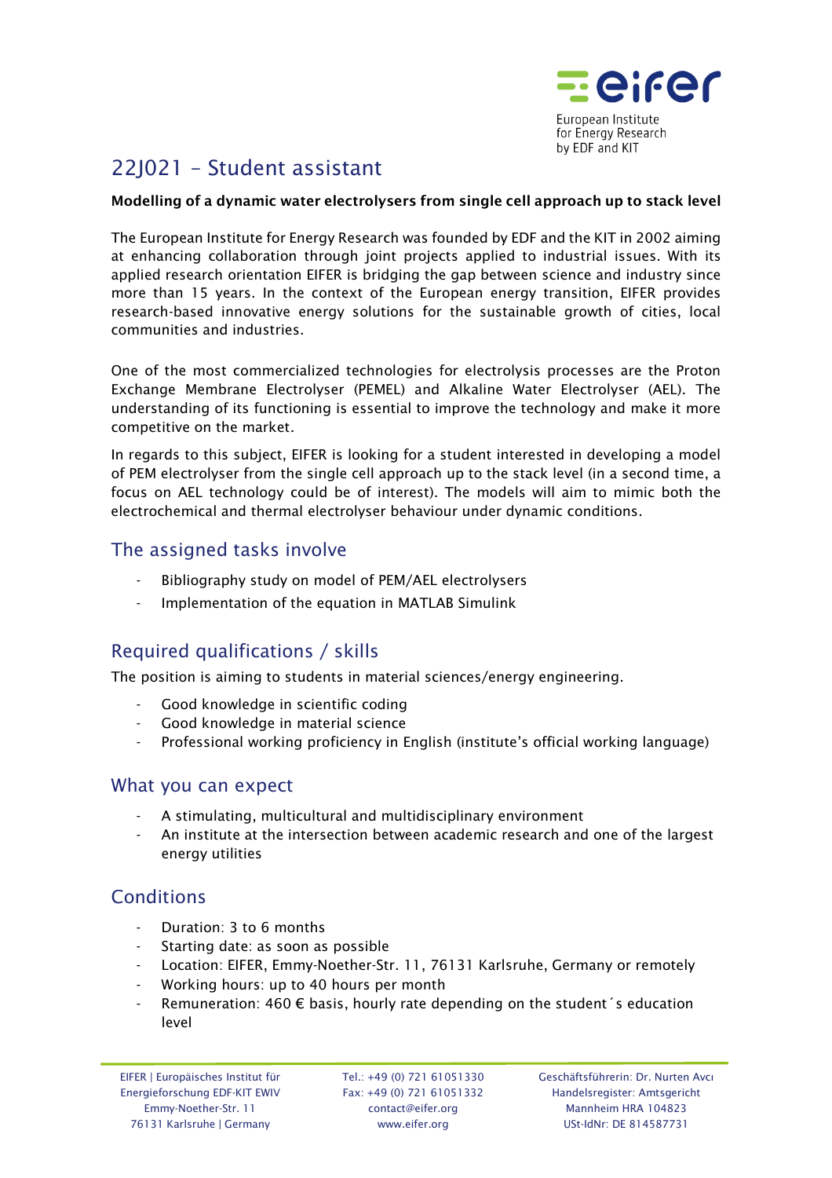European Institute for Energy Research by EDF and KIT

# 22J021 – Student assistant

**Modelling of a dynamic water electrolysers from single cell approach up to stack level**

The European Institute for Energy Research was founded by EDF and the KIT in 2002 aiming at enhancing collaboration through joint projects applied to industrial issues. With its applied research orientation EIFER is bridging the gap between science and industry since more than 15 years. In the context of the European energy transition, EIFER provides research-based innovative energy solutions for the sustainable growth of cities, local communities and industries.

One of the most commercialized technologies for electrolysis processes are the Proton Exchange Membrane Electrolyser (PEMEL) and Alkaline Water Electrolyser (AEL). The understanding of its functioning is essential to improve the technology and make it more competitive on the market.

In regards to this subject, EIFER is looking for a student interested in developing a model of PEM electrolyser from the single cell approach up to the stack level (in a second time, a focus on AEL technology could be of interest). The models will aim to mimic both the electrochemical and thermal electrolyser behaviour under dynamic conditions.

## The assigned tasks involve

- Bibliography study on model of PEM/AEL electrolysers
- Implementation of the equation in MATLAB Simulink

## Required qualifications / skills

The position is aiming to students in material sciences/energy engineering.

- Good knowledge in scientific coding
- Good knowledge in material science
- Professional working proficiency in English (institute's official working language)

## What you can expect

- A stimulating, multicultural and multidisciplinary environment
- An institute at the intersection between academic research and one of the largest energy utilities

## Conditions

- Duration: 3 to 6 months
- Starting date: as soon as possible
- Location: EIFER, Emmy-Noether-Str. 11, 76131 Karlsruhe, Germany or remotely
- Working hours: up to 40 hours per month
- Remuneration: 460 € basis, hourly rate depending on the student´s education level

EIFER | Europäisches Institut für Energieforschung EDF-KIT EWIV
Emmy-Noether-Str. 11
76131 Karlsruhe | Germany

Tel.: +49 (0) 721 61051330
Fax: +49 (0) 721 61051332
contact@eifer.org
www.eifer.org

Geschäftsführerin: Dr. Nurten Avcı
Handelsregister: Amtsgericht Mannheim HRA 104823
USt-IdNr: DE 814587731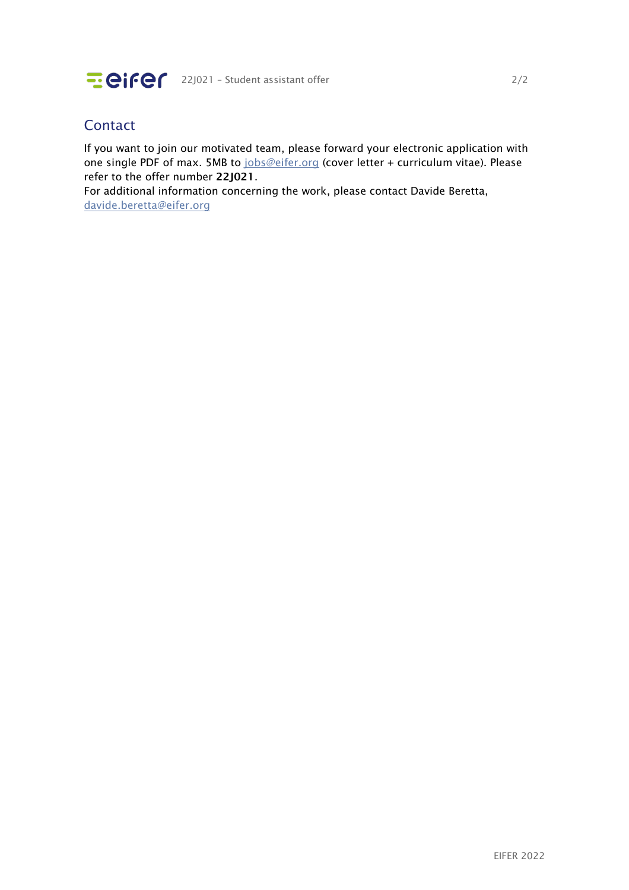## Contact

If you want to join our motivated team, please forward your electronic application with one single PDF of max. 5MB to jobs@eifer.org (cover letter + curriculum vitae). Please refer to the offer number **22J021**.
For additional information concerning the work, please contact Davide Beretta, davide.beretta@eifer.org